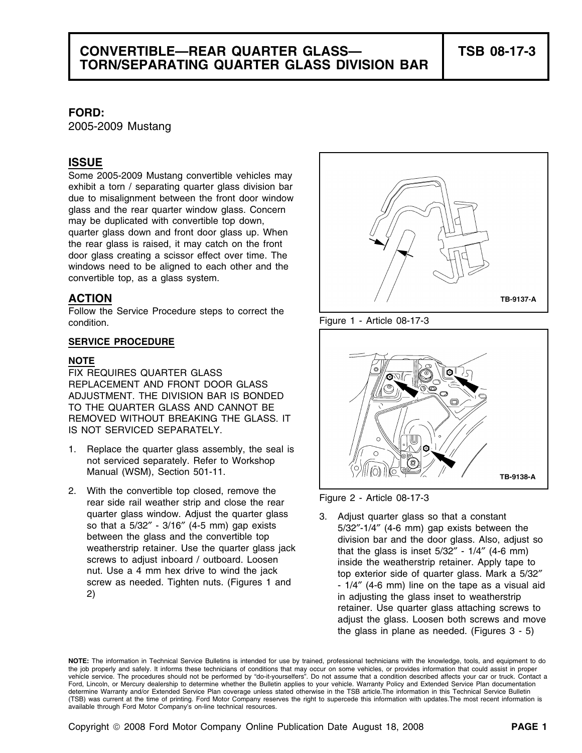# CONVERTIBLE—REAR QUARTER GLASS—TORN/SEPARATING QUARTER GLASS DIVISION BAR

**TSB 08-17-3**

**FORD:**
2005-2009 Mustang

## ISSUE

Some 2005-2009 Mustang convertible vehicles may exhibit a torn / separating quarter glass division bar due to misalignment between the front door window glass and the rear quarter window glass. Concern may be duplicated with convertible top down, quarter glass down and front door glass up. When the rear glass is raised, it may catch on the front door glass creating a scissor effect over time. The windows need to be aligned to each other and the convertible top, as a glass system.

## ACTION

Follow the Service Procedure steps to correct the condition.

### SERVICE PROCEDURE

**NOTE**

FIX REQUIRES QUARTER GLASS REPLACEMENT AND FRONT DOOR GLASS ADJUSTMENT. THE DIVISION BAR IS BONDED TO THE QUARTER GLASS AND CANNOT BE REMOVED WITHOUT BREAKING THE GLASS. IT IS NOT SERVICED SEPARATELY.

1. Replace the quarter glass assembly, the seal is not serviced separately. Refer to Workshop Manual (WSM), Section 501-11.
2. With the convertible top closed, remove the rear side rail weather strip and close the rear quarter glass window. Adjust the quarter glass so that a 5/32″ - 3/16″ (4-5 mm) gap exists between the glass and the convertible top weatherstrip retainer. Use the quarter glass jack screws to adjust inboard / outboard. Loosen nut. Use a 4 mm hex drive to wind the jack screw as needed. Tighten nuts. (Figures 1 and 2)

TB-9137-A

Figure 1 - Article 08-17-3

TB-9138-A

Figure 2 - Article 08-17-3

3. Adjust quarter glass so that a constant 5/32″-1/4″ (4-6 mm) gap exists between the division bar and the door glass. Also, adjust so that the glass is inset 5/32″ - 1/4″ (4-6 mm) inside the weatherstrip retainer. Apply tape to top exterior side of quarter glass. Mark a 5/32″ - 1/4″ (4-6 mm) line on the tape as a visual aid in adjusting the glass inset to weatherstrip retainer. Use quarter glass attaching screws to adjust the glass. Loosen both screws and move the glass in plane as needed. (Figures 3 - 5)

**NOTE:** The information in Technical Service Bulletins is intended for use by trained, professional technicians with the knowledge, tools, and equipment to do the job properly and safely. It informs these technicians of conditions that may occur on some vehicles, or provides information that could assist in proper vehicle service. The procedures should not be performed by "do-it-yourselfers". Do not assume that a condition described affects your car or truck. Contact a Ford, Lincoln, or Mercury dealership to determine whether the Bulletin applies to your vehicle. Warranty Policy and Extended Service Plan documentation determine Warranty and/or Extended Service Plan coverage unless stated otherwise in the TSB article.The information in this Technical Service Bulletin (TSB) was current at the time of printing. Ford Motor Company reserves the right to supercede this information with updates.The most recent information is available through Ford Motor Company's on-line technical resources.

Copyright © 2008 Ford Motor Company Online Publication Date August 18, 2008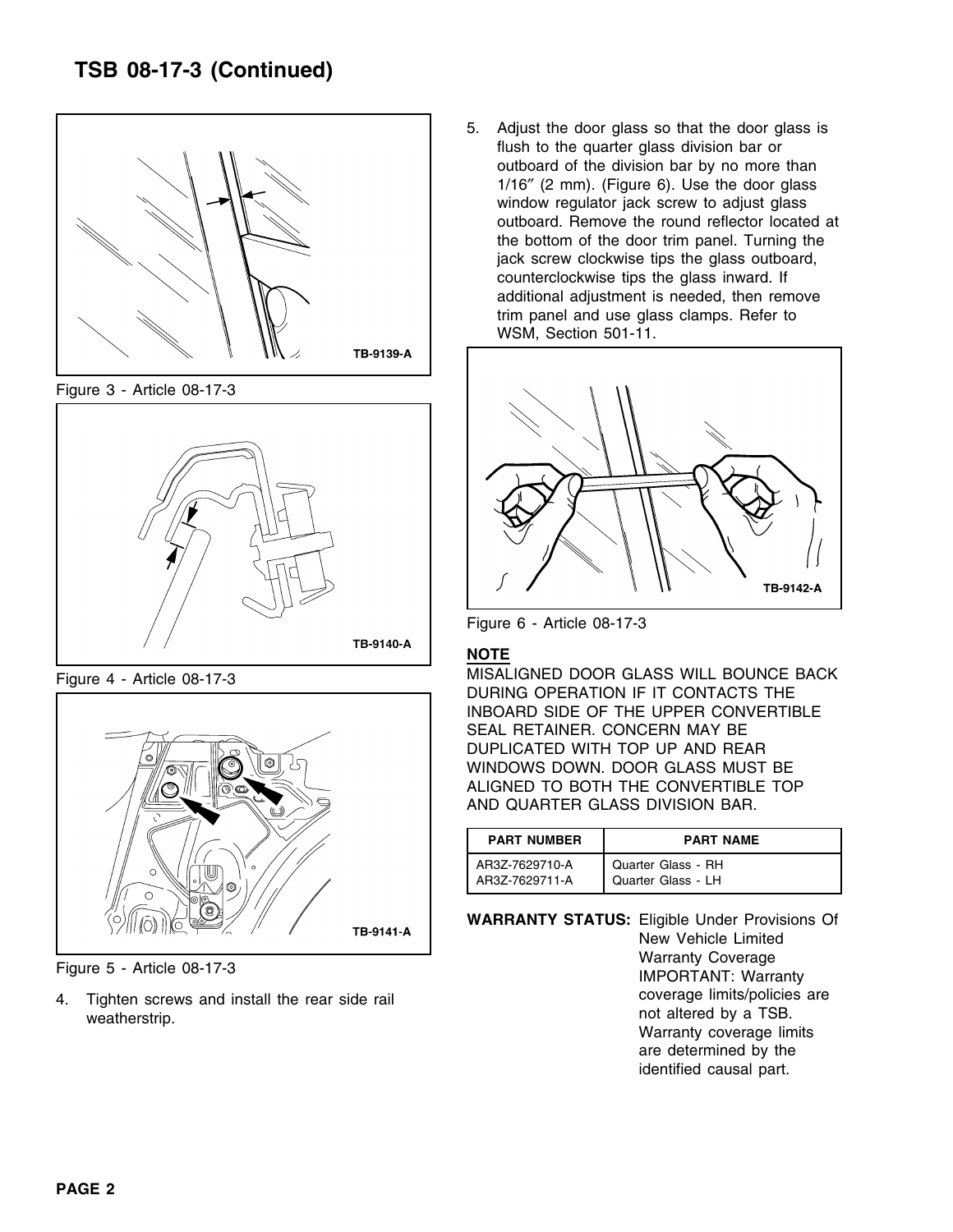# TSB 08-17-3 (Continued)

TB-9139-A

Figure 3 - Article 08-17-3

TB-9140-A

Figure 4 - Article 08-17-3

TB-9141-A

Figure 5 - Article 08-17-3

4. Tighten screws and install the rear side rail weatherstrip.

5. Adjust the door glass so that the door glass is flush to the quarter glass division bar or outboard of the division bar by no more than 1/16″ (2 mm). (Figure 6). Use the door glass window regulator jack screw to adjust glass outboard. Remove the round reflector located at the bottom of the door trim panel. Turning the jack screw clockwise tips the glass outboard, counterclockwise tips the glass inward. If additional adjustment is needed, then remove trim panel and use glass clamps. Refer to WSM, Section 501-11.

TB-9142-A

Figure 6 - Article 08-17-3

**NOTE**

MISALIGNED DOOR GLASS WILL BOUNCE BACK DURING OPERATION IF IT CONTACTS THE INBOARD SIDE OF THE UPPER CONVERTIBLE SEAL RETAINER. CONCERN MAY BE DUPLICATED WITH TOP UP AND REAR WINDOWS DOWN. DOOR GLASS MUST BE ALIGNED TO BOTH THE CONVERTIBLE TOP AND QUARTER GLASS DIVISION BAR.

| PART NUMBER | PART NAME |
|---|---|
| AR3Z-7629710-A | Quarter Glass - RH |
| AR3Z-7629711-A | Quarter Glass - LH |

**WARRANTY STATUS:** Eligible Under Provisions Of New Vehicle Limited Warranty Coverage
IMPORTANT: Warranty coverage limits/policies are not altered by a TSB. Warranty coverage limits are determined by the identified causal part.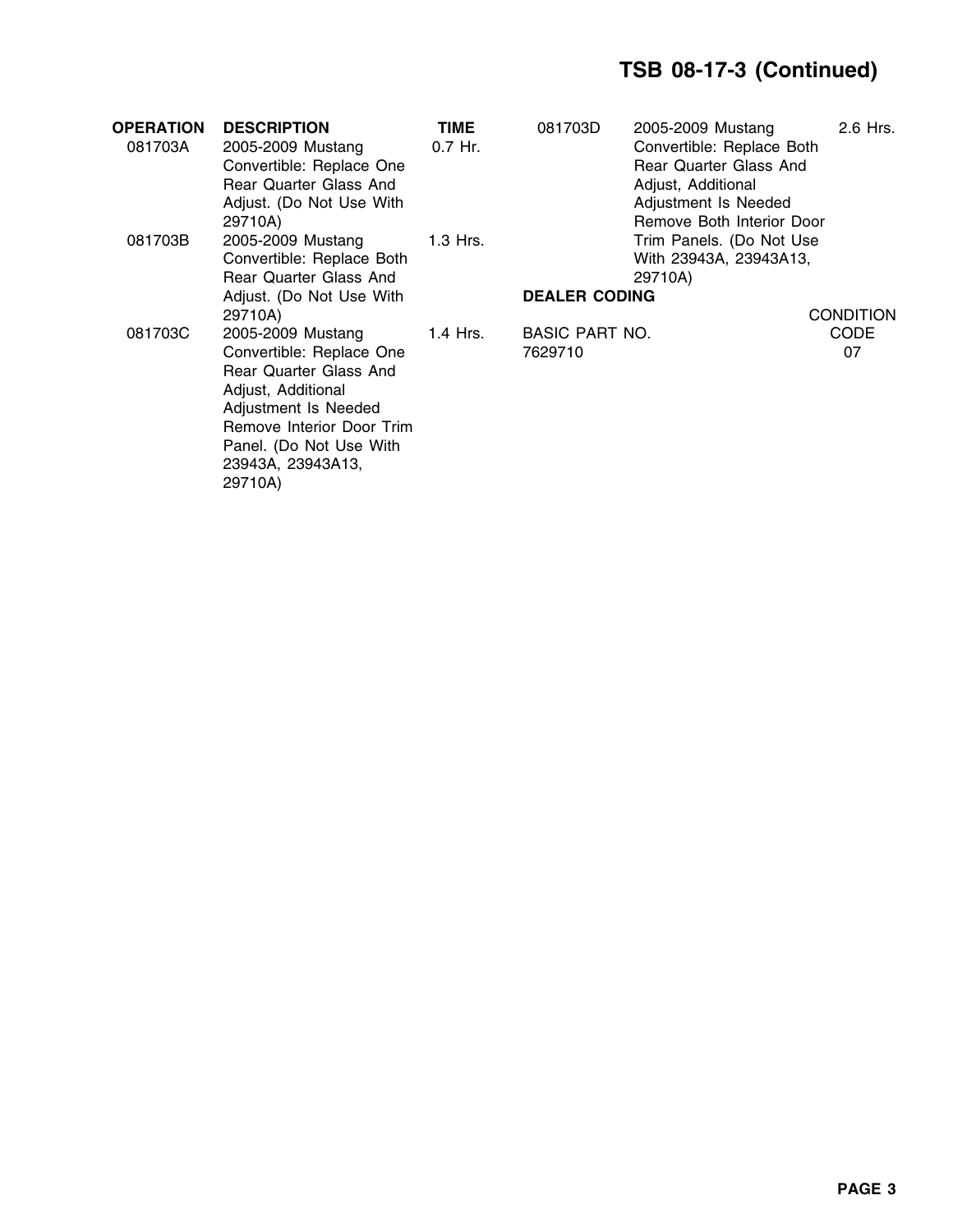## TSB 08-17-3 (Continued)

| OPERATION | DESCRIPTION | TIME |
|---|---|---|
| 081703A | 2005-2009 Mustang Convertible: Replace One Rear Quarter Glass And Adjust. (Do Not Use With 29710A) | 0.7 Hr. |
| 081703B | 2005-2009 Mustang Convertible: Replace Both Rear Quarter Glass And Adjust. (Do Not Use With 29710A) | 1.3 Hrs. |
| 081703C | 2005-2009 Mustang Convertible: Replace One Rear Quarter Glass And Adjust, Additional Adjustment Is Needed Remove Interior Door Trim Panel. (Do Not Use With 23943A, 23943A13, 29710A) | 1.4 Hrs. |
| 081703D | 2005-2009 Mustang Convertible: Replace Both Rear Quarter Glass And Adjust, Additional Adjustment Is Needed Remove Both Interior Door Trim Panels. (Do Not Use With 23943A, 23943A13, 29710A) | 2.6 Hrs. |

**DEALER CODING**

| BASIC PART NO. | CONDITION CODE |
|---|---|
| 7629710 | 07 |